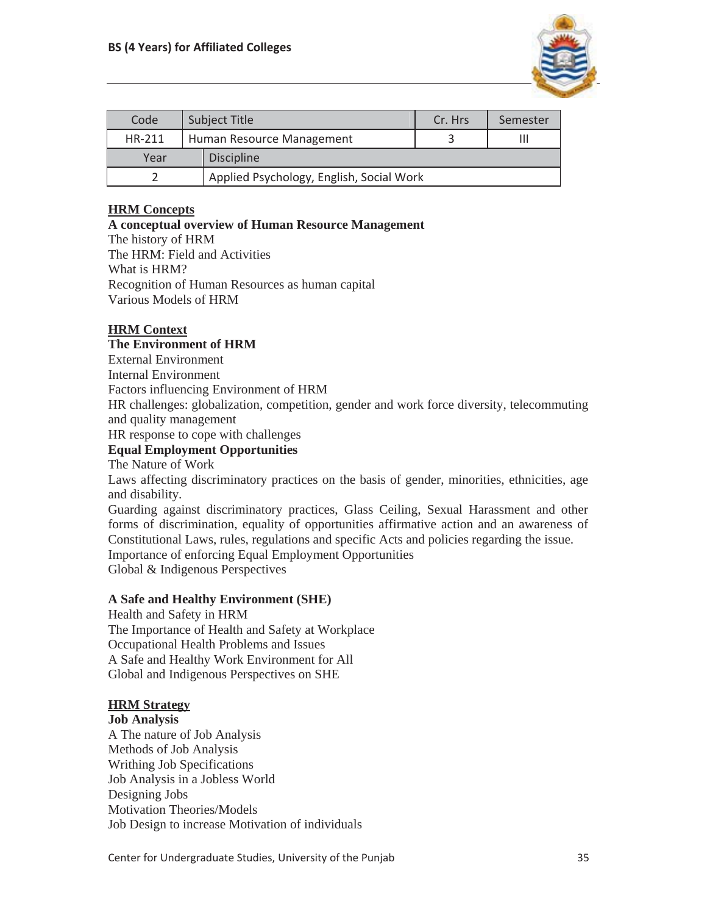| Code | Subject Title | Cr. Hrs | Semester |
|---|---|---|---|
| HR-211 | Human Resource Management | 3 | III |
| Year | Discipline | | |
| 2 | Applied Psychology, English, Social Work | | |

## HRM Concepts

**A conceptual overview of Human Resource Management**

The history of HRM
The HRM: Field and Activities
What is HRM?
Recognition of Human Resources as human capital
Various Models of HRM

## HRM Context

**The Environment of HRM**

External Environment
Internal Environment
Factors influencing Environment of HRM
HR challenges: globalization, competition, gender and work force diversity, telecommuting and quality management
HR response to cope with challenges

**Equal Employment Opportunities**

The Nature of Work
Laws affecting discriminatory practices on the basis of gender, minorities, ethnicities, age and disability.
Guarding against discriminatory practices, Glass Ceiling, Sexual Harassment and other forms of discrimination, equality of opportunities affirmative action and an awareness of Constitutional Laws, rules, regulations and specific Acts and policies regarding the issue.
Importance of enforcing Equal Employment Opportunities
Global & Indigenous Perspectives

**A Safe and Healthy Environment (SHE)**

Health and Safety in HRM
The Importance of Health and Safety at Workplace
Occupational Health Problems and Issues
A Safe and Healthy Work Environment for All
Global and Indigenous Perspectives on SHE

## HRM Strategy

**Job Analysis**

A The nature of Job Analysis
Methods of Job Analysis
Writhing Job Specifications
Job Analysis in a Jobless World
Designing Jobs
Motivation Theories/Models
Job Design to increase Motivation of individuals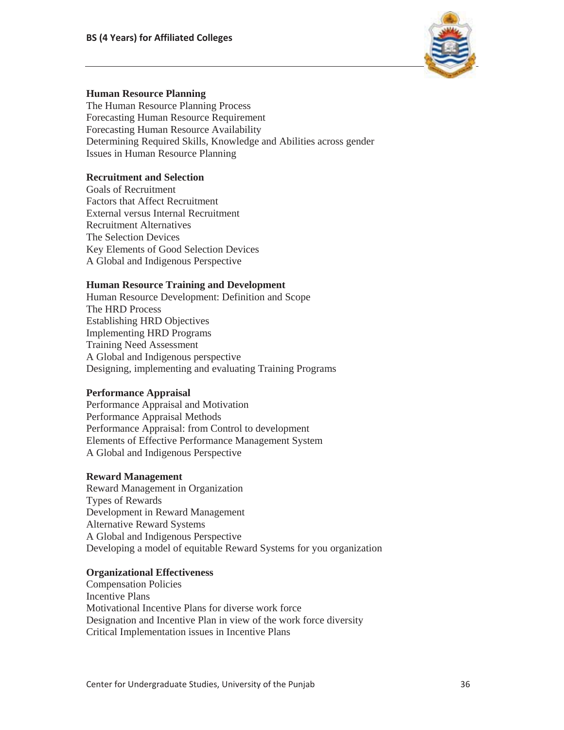**Human Resource Planning**

The Human Resource Planning Process
Forecasting Human Resource Requirement
Forecasting Human Resource Availability
Determining Required Skills, Knowledge and Abilities across gender
Issues in Human Resource Planning

**Recruitment and Selection**

Goals of Recruitment
Factors that Affect Recruitment
External versus Internal Recruitment
Recruitment Alternatives
The Selection Devices
Key Elements of Good Selection Devices
A Global and Indigenous Perspective

**Human Resource Training and Development**

Human Resource Development: Definition and Scope
The HRD Process
Establishing HRD Objectives
Implementing HRD Programs
Training Need Assessment
A Global and Indigenous perspective
Designing, implementing and evaluating Training Programs

**Performance Appraisal**

Performance Appraisal and Motivation
Performance Appraisal Methods
Performance Appraisal: from Control to development
Elements of Effective Performance Management System
A Global and Indigenous Perspective

**Reward Management**

Reward Management in Organization
Types of Rewards
Development in Reward Management
Alternative Reward Systems
A Global and Indigenous Perspective
Developing a model of equitable Reward Systems for you organization

**Organizational Effectiveness**

Compensation Policies
Incentive Plans
Motivational Incentive Plans for diverse work force
Designation and Incentive Plan in view of the work force diversity
Critical Implementation issues in Incentive Plans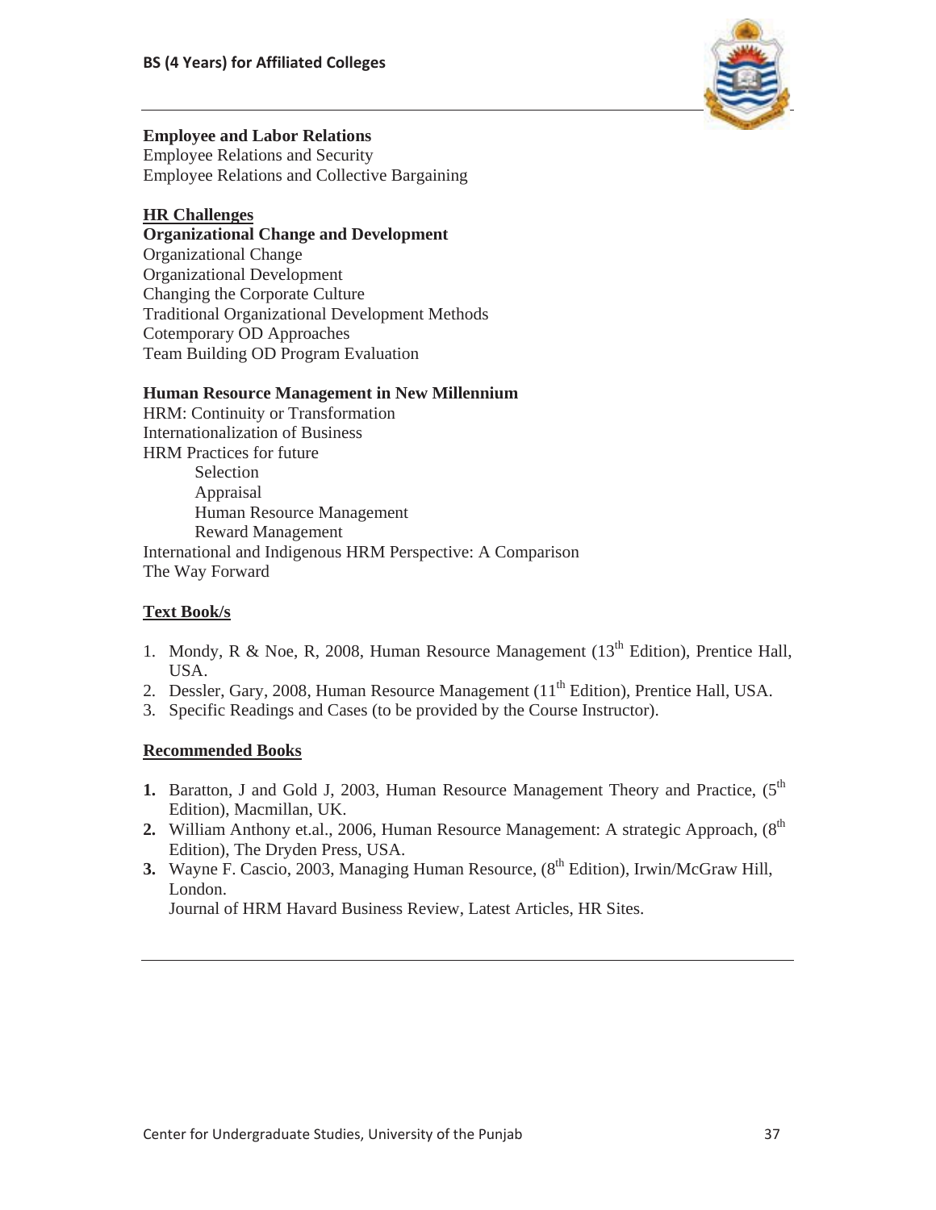**Employee and Labor Relations**
Employee Relations and Security
Employee Relations and Collective Bargaining

**HR Challenges**

**Organizational Change and Development**
Organizational Change
Organizational Development
Changing the Corporate Culture
Traditional Organizational Development Methods
Cotemporary OD Approaches
Team Building OD Program Evaluation

**Human Resource Management in New Millennium**
HRM: Continuity or Transformation
Internationalization of Business
HRM Practices for future

- Selection
- Appraisal
- Human Resource Management
- Reward Management

International and Indigenous HRM Perspective: A Comparison
The Way Forward

## Text Book/s

1. Mondy, R & Noe, R, 2008, Human Resource Management (13th Edition), Prentice Hall, USA.
2. Dessler, Gary, 2008, Human Resource Management (11th Edition), Prentice Hall, USA.
3. Specific Readings and Cases (to be provided by the Course Instructor).

## Recommended Books

1. Baratton, J and Gold J, 2003, Human Resource Management Theory and Practice, (5th Edition), Macmillan, UK.
2. William Anthony et.al., 2006, Human Resource Management: A strategic Approach, (8th Edition), The Dryden Press, USA.
3. Wayne F. Cascio, 2003, Managing Human Resource, (8th Edition), Irwin/McGraw Hill, London.
   Journal of HRM Havard Business Review, Latest Articles, HR Sites.